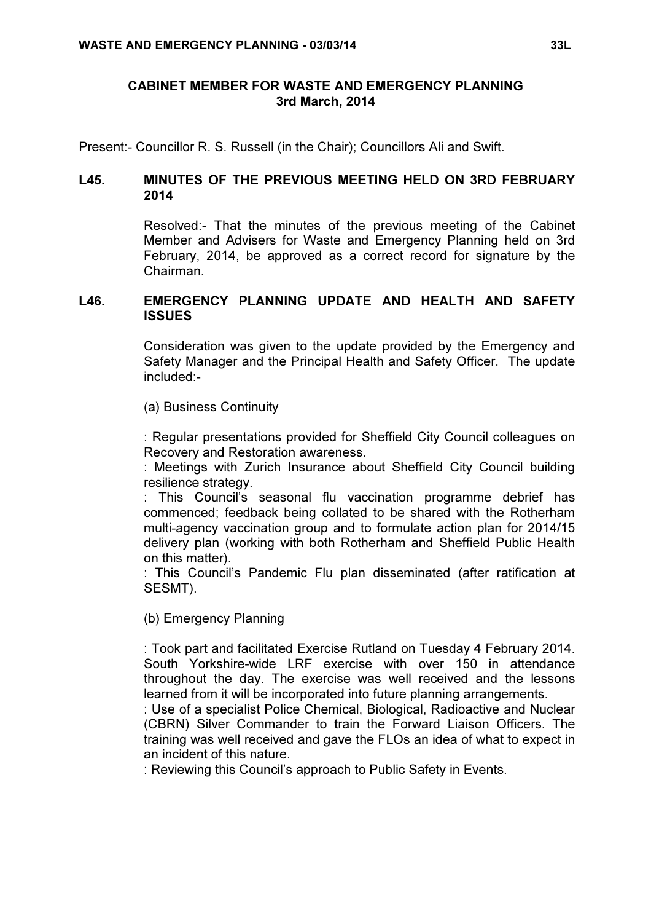## CABINET MEMBER FOR WASTE AND EMERGENCY PLANNING
## 3rd March, 2014

Present:- Councillor R. S. Russell (in the Chair); Councillors Ali and Swift.

### L45. MINUTES OF THE PREVIOUS MEETING HELD ON 3RD FEBRUARY 2014

Resolved:- That the minutes of the previous meeting of the Cabinet Member and Advisers for Waste and Emergency Planning held on 3rd February, 2014, be approved as a correct record for signature by the Chairman.

### L46. EMERGENCY PLANNING UPDATE AND HEALTH AND SAFETY ISSUES

Consideration was given to the update provided by the Emergency and Safety Manager and the Principal Health and Safety Officer. The update included:-

(a) Business Continuity

: Regular presentations provided for Sheffield City Council colleagues on Recovery and Restoration awareness.
: Meetings with Zurich Insurance about Sheffield City Council building resilience strategy.
: This Council's seasonal flu vaccination programme debrief has commenced; feedback being collated to be shared with the Rotherham multi-agency vaccination group and to formulate action plan for 2014/15 delivery plan (working with both Rotherham and Sheffield Public Health on this matter).
: This Council's Pandemic Flu plan disseminated (after ratification at SESMT).

(b) Emergency Planning

: Took part and facilitated Exercise Rutland on Tuesday 4 February 2014. South Yorkshire-wide LRF exercise with over 150 in attendance throughout the day. The exercise was well received and the lessons learned from it will be incorporated into future planning arrangements.
: Use of a specialist Police Chemical, Biological, Radioactive and Nuclear (CBRN) Silver Commander to train the Forward Liaison Officers. The training was well received and gave the FLOs an idea of what to expect in an incident of this nature.
: Reviewing this Council's approach to Public Safety in Events.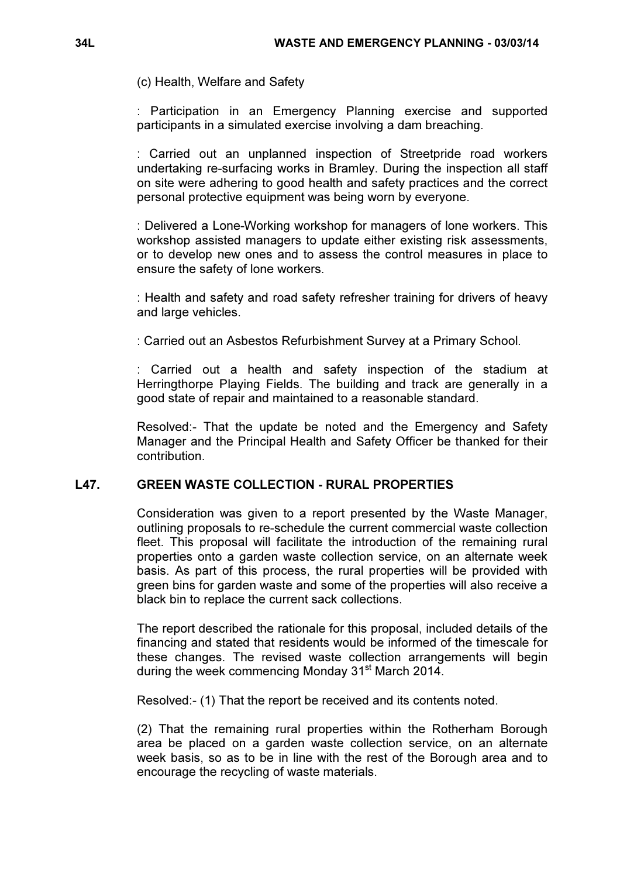(c) Health, Welfare and Safety

: Participation in an Emergency Planning exercise and supported participants in a simulated exercise involving a dam breaching.

: Carried out an unplanned inspection of Streetpride road workers undertaking re-surfacing works in Bramley. During the inspection all staff on site were adhering to good health and safety practices and the correct personal protective equipment was being worn by everyone.

: Delivered a Lone-Working workshop for managers of lone workers. This workshop assisted managers to update either existing risk assessments, or to develop new ones and to assess the control measures in place to ensure the safety of lone workers.

: Health and safety and road safety refresher training for drivers of heavy and large vehicles.

: Carried out an Asbestos Refurbishment Survey at a Primary School.

: Carried out a health and safety inspection of the stadium at Herringthorpe Playing Fields. The building and track are generally in a good state of repair and maintained to a reasonable standard.

Resolved:- That the update be noted and the Emergency and Safety Manager and the Principal Health and Safety Officer be thanked for their contribution.

## L47. GREEN WASTE COLLECTION - RURAL PROPERTIES

Consideration was given to a report presented by the Waste Manager, outlining proposals to re-schedule the current commercial waste collection fleet. This proposal will facilitate the introduction of the remaining rural properties onto a garden waste collection service, on an alternate week basis. As part of this process, the rural properties will be provided with green bins for garden waste and some of the properties will also receive a black bin to replace the current sack collections.

The report described the rationale for this proposal, included details of the financing and stated that residents would be informed of the timescale for these changes. The revised waste collection arrangements will begin during the week commencing Monday 31st March 2014.

Resolved:- (1) That the report be received and its contents noted.

(2) That the remaining rural properties within the Rotherham Borough area be placed on a garden waste collection service, on an alternate week basis, so as to be in line with the rest of the Borough area and to encourage the recycling of waste materials.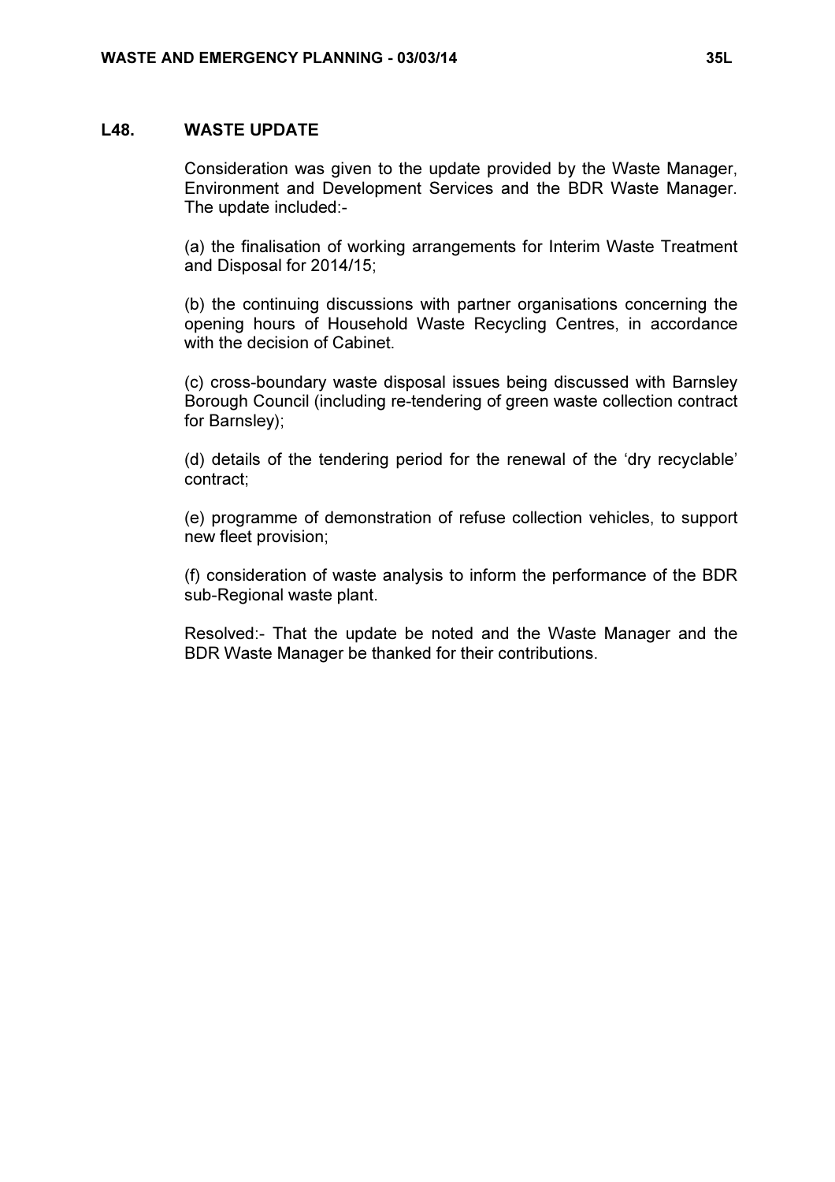## L48. WASTE UPDATE

Consideration was given to the update provided by the Waste Manager, Environment and Development Services and the BDR Waste Manager. The update included:-

(a) the finalisation of working arrangements for Interim Waste Treatment and Disposal for 2014/15;

(b) the continuing discussions with partner organisations concerning the opening hours of Household Waste Recycling Centres, in accordance with the decision of Cabinet.

(c) cross-boundary waste disposal issues being discussed with Barnsley Borough Council (including re-tendering of green waste collection contract for Barnsley);

(d) details of the tendering period for the renewal of the 'dry recyclable' contract;

(e) programme of demonstration of refuse collection vehicles, to support new fleet provision;

(f) consideration of waste analysis to inform the performance of the BDR sub-Regional waste plant.

Resolved:- That the update be noted and the Waste Manager and the BDR Waste Manager be thanked for their contributions.